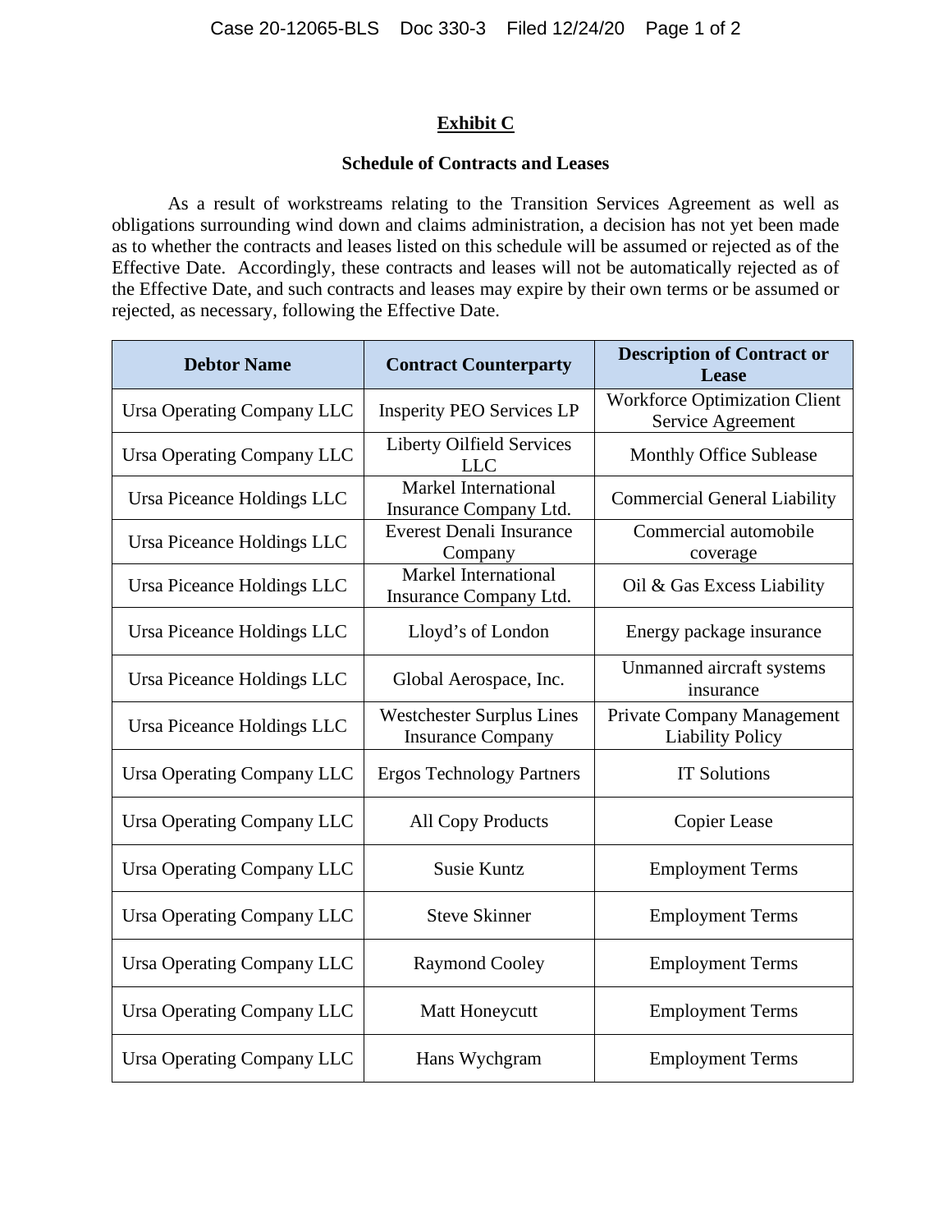# Exhibit C

## Schedule of Contracts and Leases

As a result of workstreams relating to the Transition Services Agreement as well as obligations surrounding wind down and claims administration, a decision has not yet been made as to whether the contracts and leases listed on this schedule will be assumed or rejected as of the Effective Date. Accordingly, these contracts and leases will not be automatically rejected as of the Effective Date, and such contracts and leases may expire by their own terms or be assumed or rejected, as necessary, following the Effective Date.

| Debtor Name | Contract Counterparty | Description of Contract or Lease |
|---|---|---|
| Ursa Operating Company LLC | Insperity PEO Services LP | Workforce Optimization Client Service Agreement |
| Ursa Operating Company LLC | Liberty Oilfield Services LLC | Monthly Office Sublease |
| Ursa Piceance Holdings LLC | Markel International Insurance Company Ltd. | Commercial General Liability |
| Ursa Piceance Holdings LLC | Everest Denali Insurance Company | Commercial automobile coverage |
| Ursa Piceance Holdings LLC | Markel International Insurance Company Ltd. | Oil & Gas Excess Liability |
| Ursa Piceance Holdings LLC | Lloyd's of London | Energy package insurance |
| Ursa Piceance Holdings LLC | Global Aerospace, Inc. | Unmanned aircraft systems insurance |
| Ursa Piceance Holdings LLC | Westchester Surplus Lines Insurance Company | Private Company Management Liability Policy |
| Ursa Operating Company LLC | Ergos Technology Partners | IT Solutions |
| Ursa Operating Company LLC | All Copy Products | Copier Lease |
| Ursa Operating Company LLC | Susie Kuntz | Employment Terms |
| Ursa Operating Company LLC | Steve Skinner | Employment Terms |
| Ursa Operating Company LLC | Raymond Cooley | Employment Terms |
| Ursa Operating Company LLC | Matt Honeycutt | Employment Terms |
| Ursa Operating Company LLC | Hans Wychgram | Employment Terms |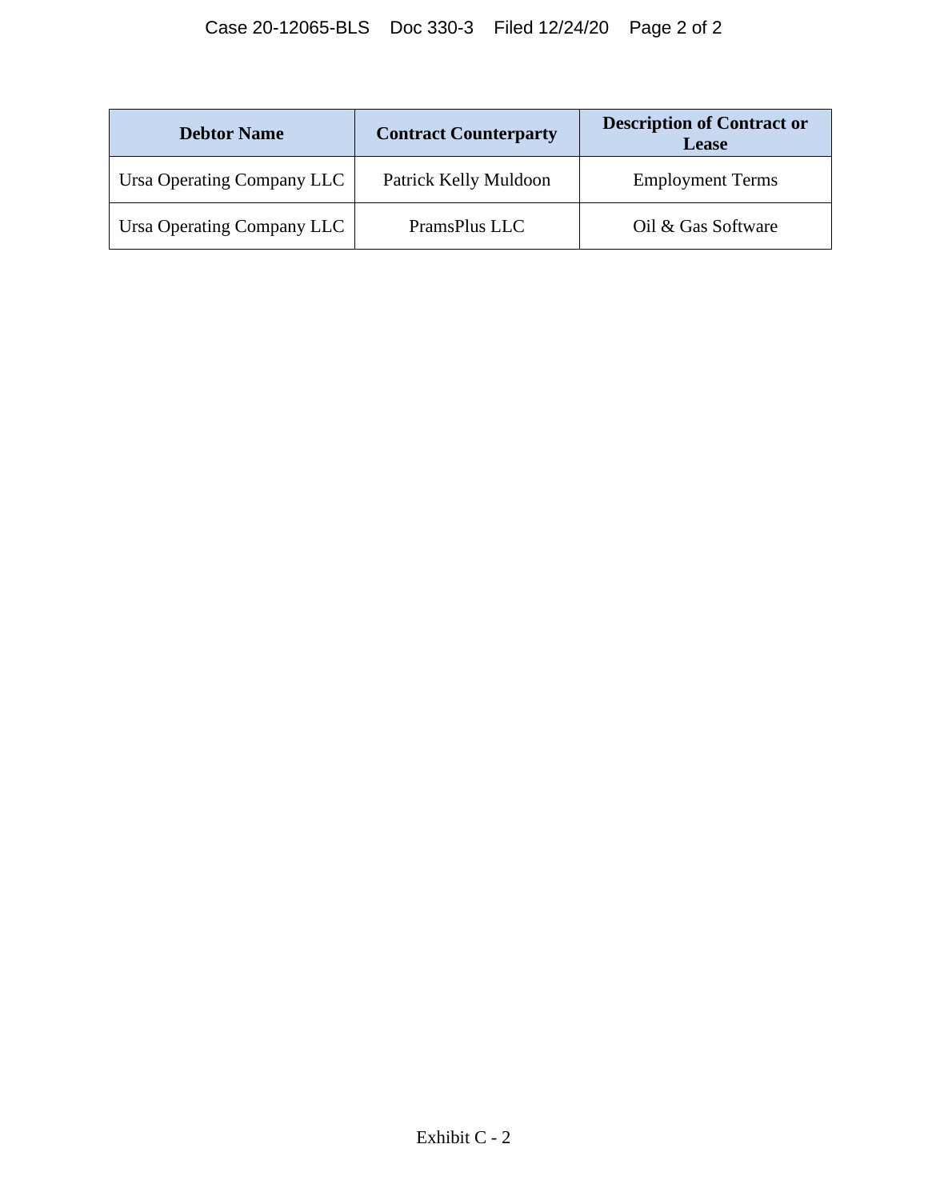| Debtor Name | Contract Counterparty | Description of Contract or Lease |
| --- | --- | --- |
| Ursa Operating Company LLC | Patrick Kelly Muldoon | Employment Terms |
| Ursa Operating Company LLC | PramsPlus LLC | Oil & Gas Software |

Exhibit C - 2